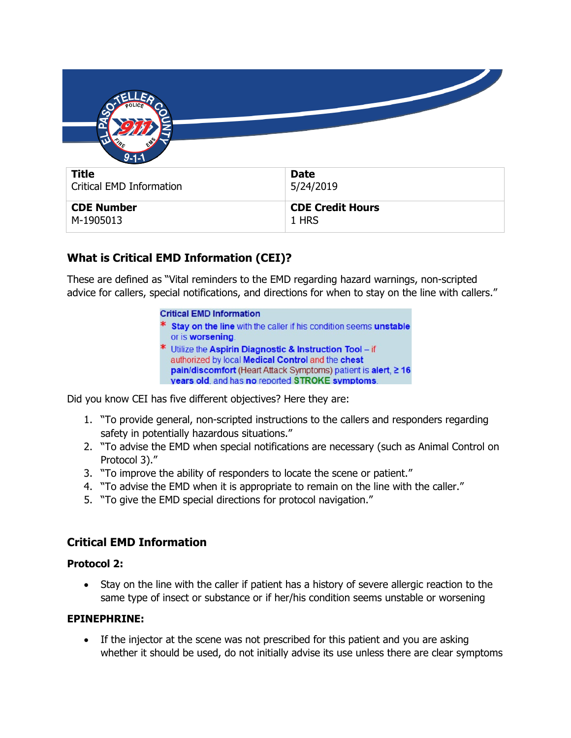| Title | Date |
| --- | --- |
| Critical EMD Information | 5/24/2019 |
| **CDE Number** | **CDE Credit Hours** |
| M-1905013 | 1 HRS |

## What is Critical EMD Information (CEI)?

These are defined as "Vital reminders to the EMD regarding hazard warnings, non-scripted advice for callers, special notifications, and directions for when to stay on the line with callers."

**Critical EMD Information**

* **Stay on the line** with the caller if his condition seems **unstable** or is **worsening**.
* Utilize the **Aspirin Diagnostic & Instruction Tool** – if authorized by local **Medical Control** and the **chest pain/discomfort** (Heart Attack Symptoms) patient is **alert**, **≥ 16 years old**, and has **no** reported **STROKE symptoms**.

Did you know CEI has five different objectives? Here they are:

1. "To provide general, non-scripted instructions to the callers and responders regarding safety in potentially hazardous situations."
2. "To advise the EMD when special notifications are necessary (such as Animal Control on Protocol 3)."
3. "To improve the ability of responders to locate the scene or patient."
4. "To advise the EMD when it is appropriate to remain on the line with the caller."
5. "To give the EMD special directions for protocol navigation."

## Critical EMD Information

**Protocol 2:**

- Stay on the line with the caller if patient has a history of severe allergic reaction to the same type of insect or substance or if her/his condition seems unstable or worsening

**EPINEPHRINE:**

- If the injector at the scene was not prescribed for this patient and you are asking whether it should be used, do not initially advise its use unless there are clear symptoms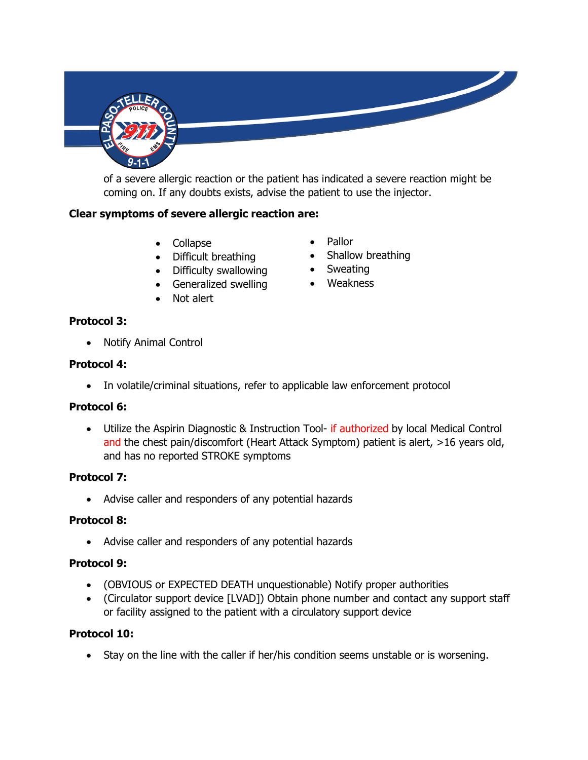of a severe allergic reaction or the patient has indicated a severe reaction might be coming on. If any doubts exists, advise the patient to use the injector.

**Clear symptoms of severe allergic reaction are:**

- Collapse
- Difficult breathing
- Difficulty swallowing
- Generalized swelling
- Not alert
- Pallor
- Shallow breathing
- Sweating
- Weakness

**Protocol 3:**

- Notify Animal Control

**Protocol 4:**

- In volatile/criminal situations, refer to applicable law enforcement protocol

**Protocol 6:**

- Utilize the Aspirin Diagnostic & Instruction Tool- if authorized by local Medical Control and the chest pain/discomfort (Heart Attack Symptom) patient is alert, >16 years old, and has no reported STROKE symptoms

**Protocol 7:**

- Advise caller and responders of any potential hazards

**Protocol 8:**

- Advise caller and responders of any potential hazards

**Protocol 9:**

- (OBVIOUS or EXPECTED DEATH unquestionable) Notify proper authorities
- (Circulator support device [LVAD]) Obtain phone number and contact any support staff or facility assigned to the patient with a circulatory support device

**Protocol 10:**

- Stay on the line with the caller if her/his condition seems unstable or is worsening.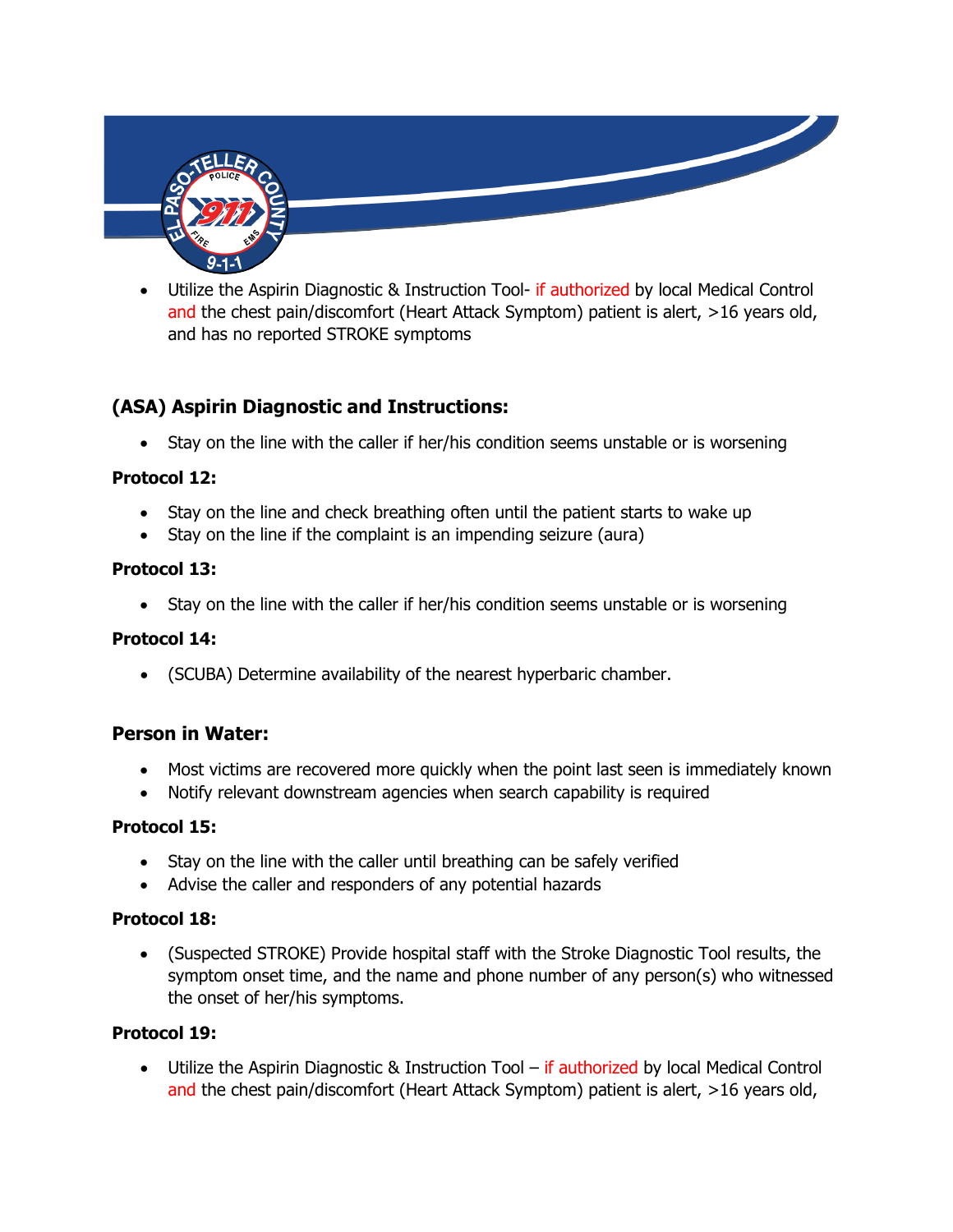- Utilize the Aspirin Diagnostic & Instruction Tool- if authorized by local Medical Control and the chest pain/discomfort (Heart Attack Symptom) patient is alert, >16 years old, and has no reported STROKE symptoms

### (ASA) Aspirin Diagnostic and Instructions:

- Stay on the line with the caller if her/his condition seems unstable or is worsening

**Protocol 12:**

- Stay on the line and check breathing often until the patient starts to wake up
- Stay on the line if the complaint is an impending seizure (aura)

**Protocol 13:**

- Stay on the line with the caller if her/his condition seems unstable or is worsening

**Protocol 14:**

- (SCUBA) Determine availability of the nearest hyperbaric chamber.

### Person in Water:

- Most victims are recovered more quickly when the point last seen is immediately known
- Notify relevant downstream agencies when search capability is required

**Protocol 15:**

- Stay on the line with the caller until breathing can be safely verified
- Advise the caller and responders of any potential hazards

**Protocol 18:**

- (Suspected STROKE) Provide hospital staff with the Stroke Diagnostic Tool results, the symptom onset time, and the name and phone number of any person(s) who witnessed the onset of her/his symptoms.

**Protocol 19:**

- Utilize the Aspirin Diagnostic & Instruction Tool – if authorized by local Medical Control and the chest pain/discomfort (Heart Attack Symptom) patient is alert, >16 years old,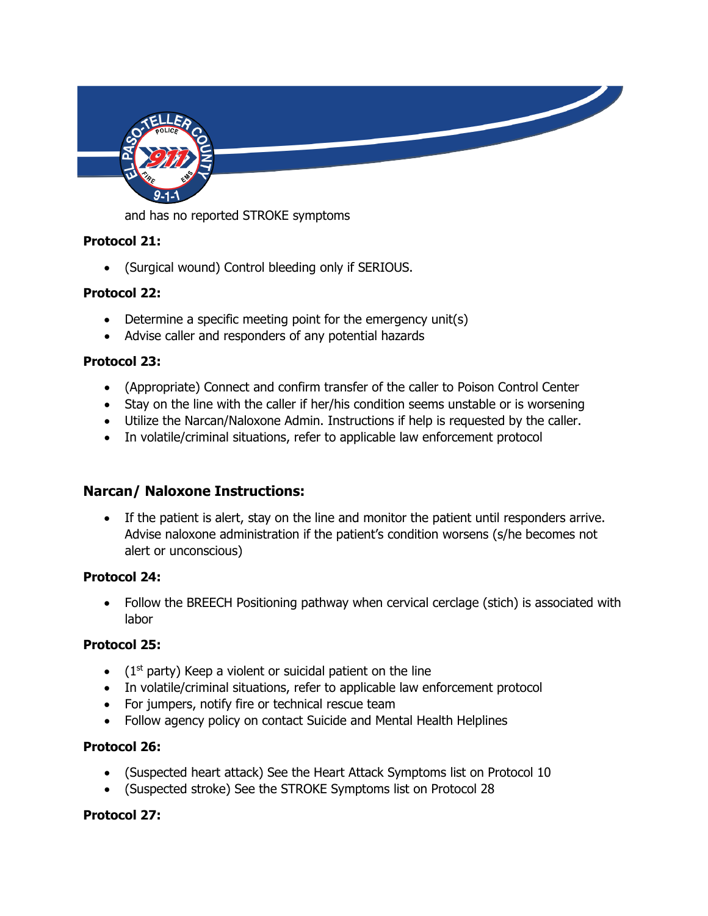and has no reported STROKE symptoms

**Protocol 21:**

- (Surgical wound) Control bleeding only if SERIOUS.

**Protocol 22:**

- Determine a specific meeting point for the emergency unit(s)
- Advise caller and responders of any potential hazards

**Protocol 23:**

- (Appropriate) Connect and confirm transfer of the caller to Poison Control Center
- Stay on the line with the caller if her/his condition seems unstable or is worsening
- Utilize the Narcan/Naloxone Admin. Instructions if help is requested by the caller.
- In volatile/criminal situations, refer to applicable law enforcement protocol

## Narcan/ Naloxone Instructions:

- If the patient is alert, stay on the line and monitor the patient until responders arrive. Advise naloxone administration if the patient's condition worsens (s/he becomes not alert or unconscious)

**Protocol 24:**

- Follow the BREECH Positioning pathway when cervical cerclage (stich) is associated with labor

**Protocol 25:**

- (1st party) Keep a violent or suicidal patient on the line
- In volatile/criminal situations, refer to applicable law enforcement protocol
- For jumpers, notify fire or technical rescue team
- Follow agency policy on contact Suicide and Mental Health Helplines

**Protocol 26:**

- (Suspected heart attack) See the Heart Attack Symptoms list on Protocol 10
- (Suspected stroke) See the STROKE Symptoms list on Protocol 28

**Protocol 27:**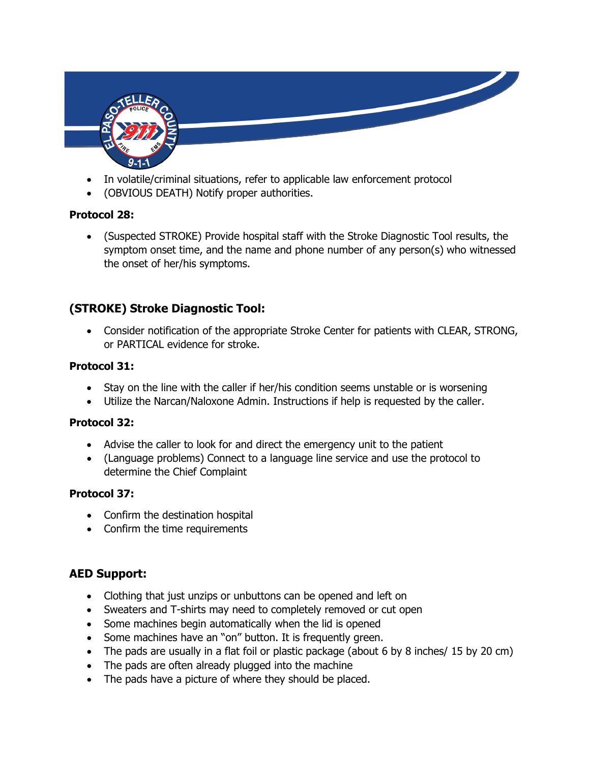- In volatile/criminal situations, refer to applicable law enforcement protocol
- (OBVIOUS DEATH) Notify proper authorities.

**Protocol 28:**

- (Suspected STROKE) Provide hospital staff with the Stroke Diagnostic Tool results, the symptom onset time, and the name and phone number of any person(s) who witnessed the onset of her/his symptoms.

## (STROKE) Stroke Diagnostic Tool:

- Consider notification of the appropriate Stroke Center for patients with CLEAR, STRONG, or PARTICAL evidence for stroke.

**Protocol 31:**

- Stay on the line with the caller if her/his condition seems unstable or is worsening
- Utilize the Narcan/Naloxone Admin. Instructions if help is requested by the caller.

**Protocol 32:**

- Advise the caller to look for and direct the emergency unit to the patient
- (Language problems) Connect to a language line service and use the protocol to determine the Chief Complaint

**Protocol 37:**

- Confirm the destination hospital
- Confirm the time requirements

## AED Support:

- Clothing that just unzips or unbuttons can be opened and left on
- Sweaters and T-shirts may need to completely removed or cut open
- Some machines begin automatically when the lid is opened
- Some machines have an "on" button. It is frequently green.
- The pads are usually in a flat foil or plastic package (about 6 by 8 inches/ 15 by 20 cm)
- The pads are often already plugged into the machine
- The pads have a picture of where they should be placed.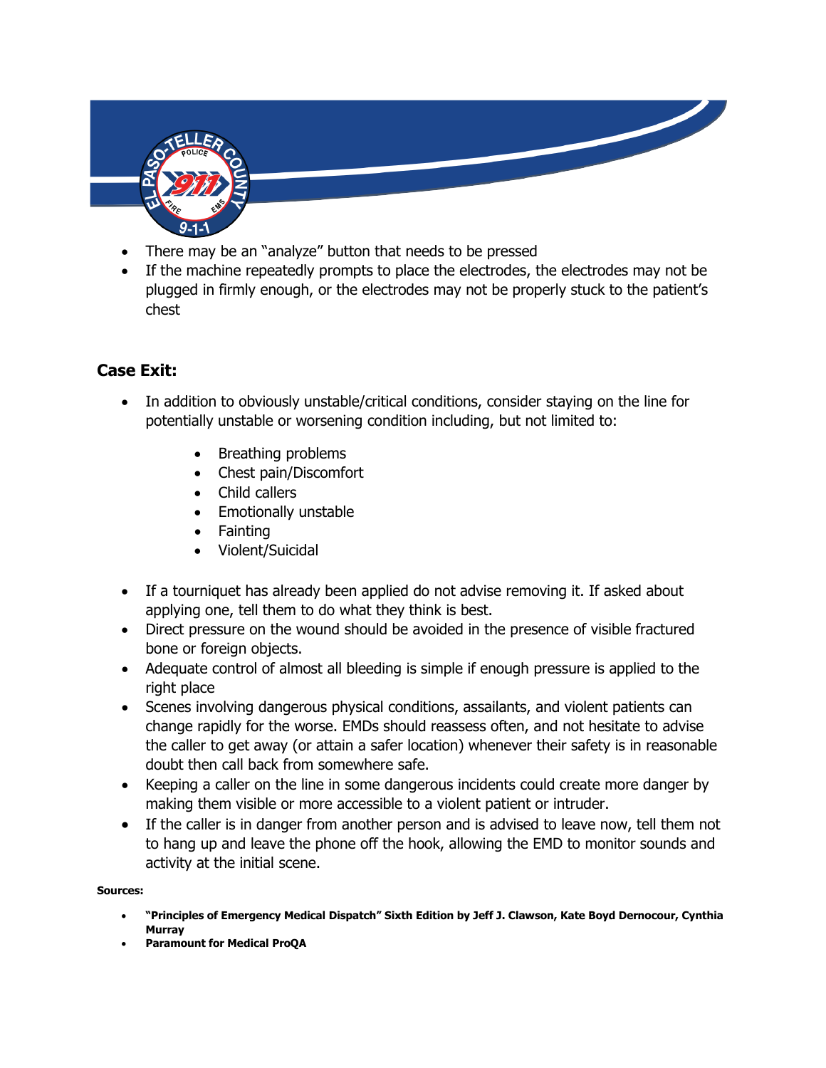- There may be an "analyze" button that needs to be pressed
- If the machine repeatedly prompts to place the electrodes, the electrodes may not be plugged in firmly enough, or the electrodes may not be properly stuck to the patient's chest

## Case Exit:

- In addition to obviously unstable/critical conditions, consider staying on the line for potentially unstable or worsening condition including, but not limited to:
    - Breathing problems
    - Chest pain/Discomfort
    - Child callers
    - Emotionally unstable
    - Fainting
    - Violent/Suicidal
- If a tourniquet has already been applied do not advise removing it. If asked about applying one, tell them to do what they think is best.
- Direct pressure on the wound should be avoided in the presence of visible fractured bone or foreign objects.
- Adequate control of almost all bleeding is simple if enough pressure is applied to the right place
- Scenes involving dangerous physical conditions, assailants, and violent patients can change rapidly for the worse. EMDs should reassess often, and not hesitate to advise the caller to get away (or attain a safer location) whenever their safety is in reasonable doubt then call back from somewhere safe.
- Keeping a caller on the line in some dangerous incidents could create more danger by making them visible or more accessible to a violent patient or intruder.
- If the caller is in danger from another person and is advised to leave now, tell them not to hang up and leave the phone off the hook, allowing the EMD to monitor sounds and activity at the initial scene.

**Sources:**

- **"Principles of Emergency Medical Dispatch" Sixth Edition by Jeff J. Clawson, Kate Boyd Dernocour, Cynthia Murray**
- **Paramount for Medical ProQA**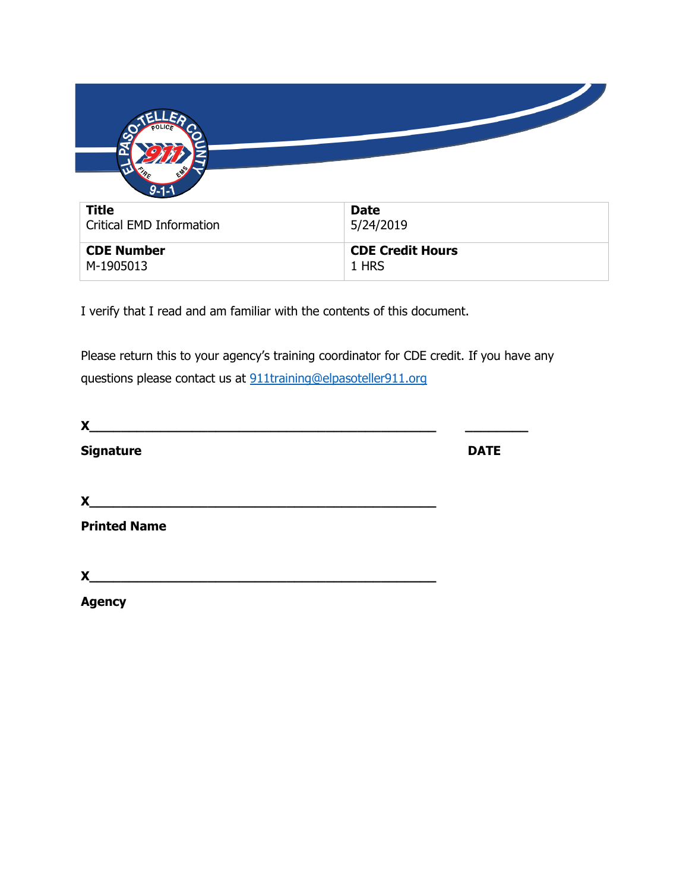| | |
|---|---|
| **Title**<br>Critical EMD Information | **Date**<br>5/24/2019 |
| **CDE Number**<br>M-1905013 | **CDE Credit Hours**<br>1 HRS |

I verify that I read and am familiar with the contents of this document.

Please return this to your agency's training coordinator for CDE credit. If you have any questions please contact us at 911training@elpasoteller911.org

**X**_______________________________________________ _________

**Signature** **DATE**

**X**_______________________________________________

**Printed Name**

**X**_______________________________________________

**Agency**